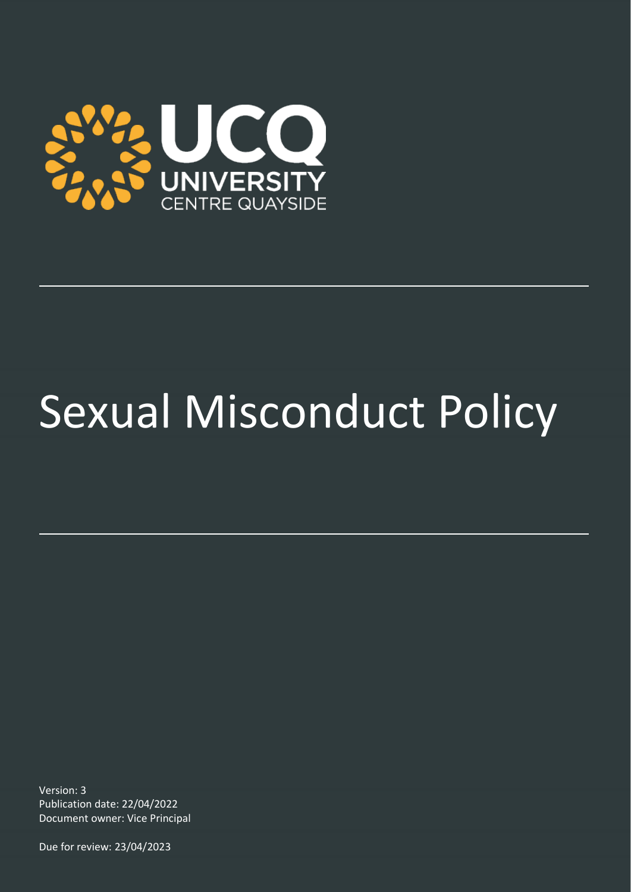UCQ

UNIVERSITY CENTRE QUAYSIDE

# Sexual Misconduct Policy

Version: 3
Publication date: 22/04/2022
Document owner: Vice Principal

Due for review: 23/04/2023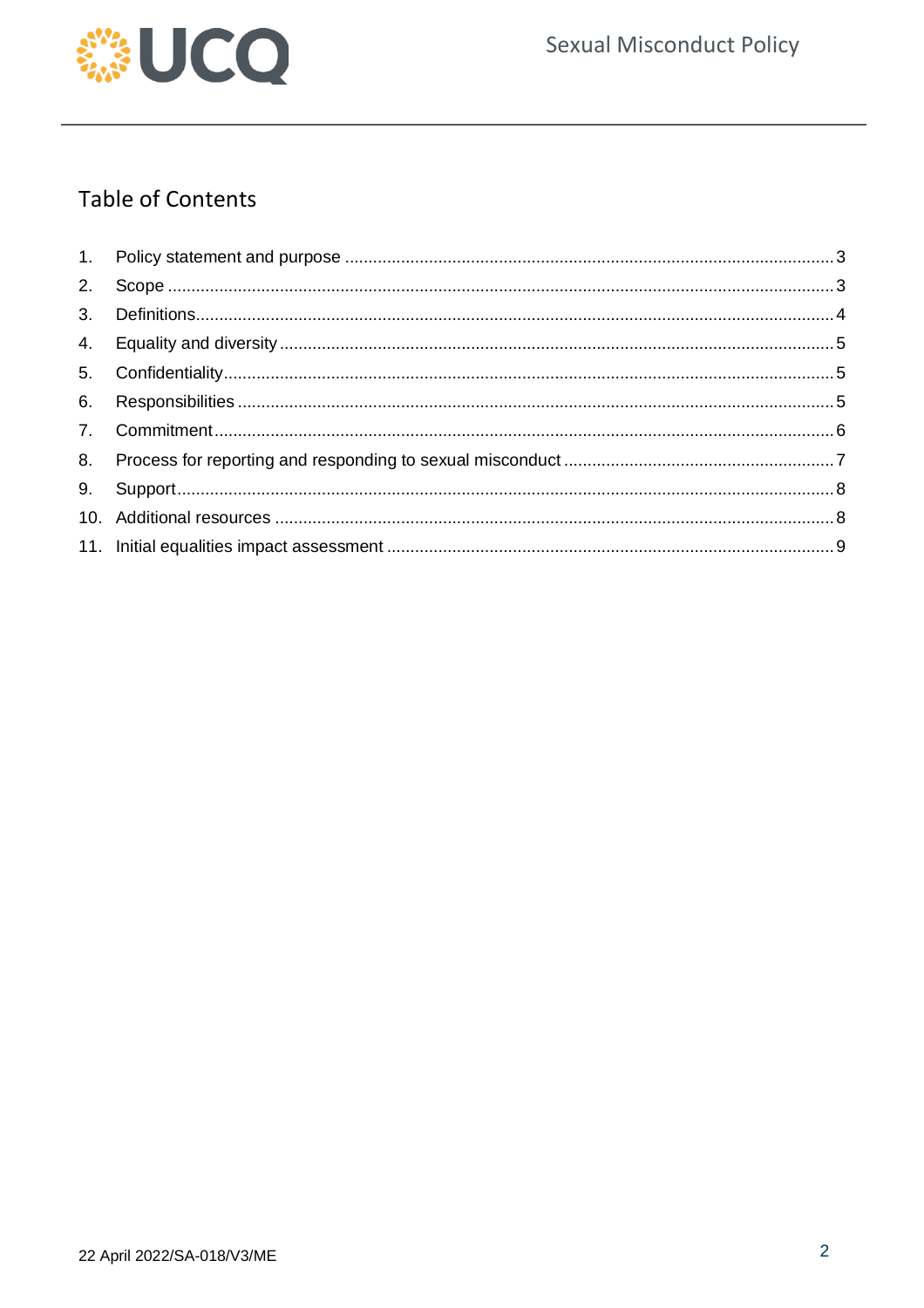## Table of Contents

1. Policy statement and purpose ..... 3
2. Scope ..... 3
3. Definitions ..... 4
4. Equality and diversity ..... 5
5. Confidentiality ..... 5
6. Responsibilities ..... 5
7. Commitment ..... 6
8. Process for reporting and responding to sexual misconduct ..... 7
9. Support ..... 8
10. Additional resources ..... 8
11. Initial equalities impact assessment ..... 9

22 April 2022/SA-018/V3/ME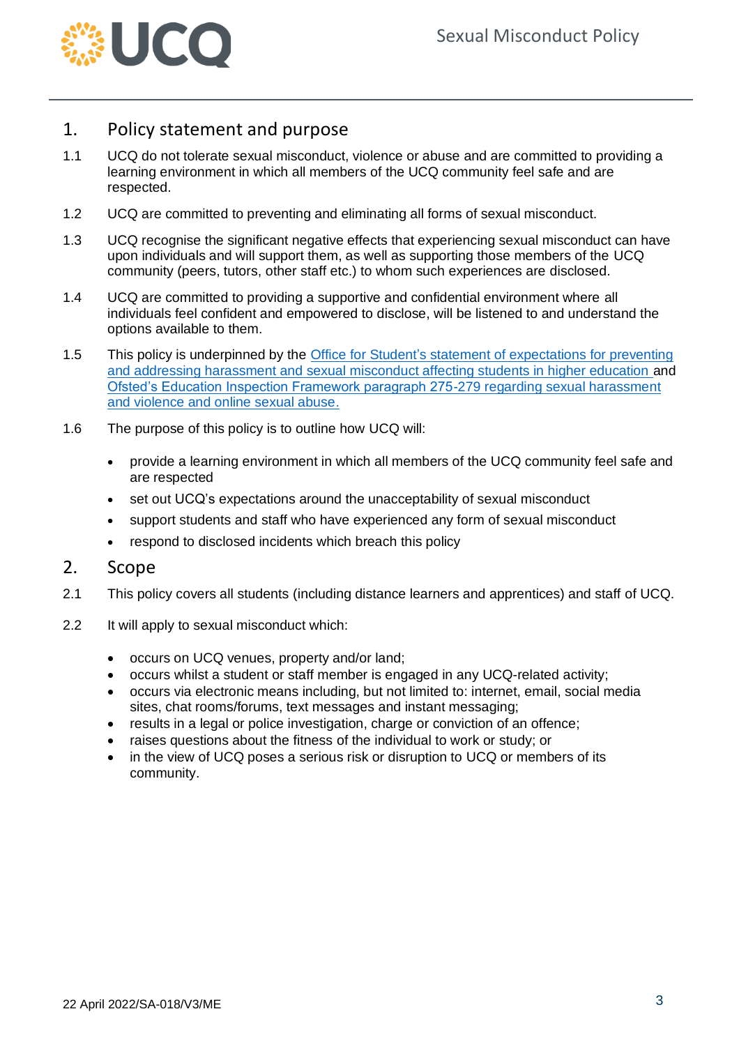## 1. Policy statement and purpose

1.1 UCQ do not tolerate sexual misconduct, violence or abuse and are committed to providing a learning environment in which all members of the UCQ community feel safe and are respected.

1.2 UCQ are committed to preventing and eliminating all forms of sexual misconduct.

1.3 UCQ recognise the significant negative effects that experiencing sexual misconduct can have upon individuals and will support them, as well as supporting those members of the UCQ community (peers, tutors, other staff etc.) to whom such experiences are disclosed.

1.4 UCQ are committed to providing a supportive and confidential environment where all individuals feel confident and empowered to disclose, will be listened to and understand the options available to them.

1.5 This policy is underpinned by the Office for Student's statement of expectations for preventing and addressing harassment and sexual misconduct affecting students in higher education and Ofsted's Education Inspection Framework paragraph 275-279 regarding sexual harassment and violence and online sexual abuse.

1.6 The purpose of this policy is to outline how UCQ will:

- provide a learning environment in which all members of the UCQ community feel safe and are respected
- set out UCQ's expectations around the unacceptability of sexual misconduct
- support students and staff who have experienced any form of sexual misconduct
- respond to disclosed incidents which breach this policy

## 2. Scope

2.1 This policy covers all students (including distance learners and apprentices) and staff of UCQ.

2.2 It will apply to sexual misconduct which:

- occurs on UCQ venues, property and/or land;
- occurs whilst a student or staff member is engaged in any UCQ-related activity;
- occurs via electronic means including, but not limited to: internet, email, social media sites, chat rooms/forums, text messages and instant messaging;
- results in a legal or police investigation, charge or conviction of an offence;
- raises questions about the fitness of the individual to work or study; or
- in the view of UCQ poses a serious risk or disruption to UCQ or members of its community.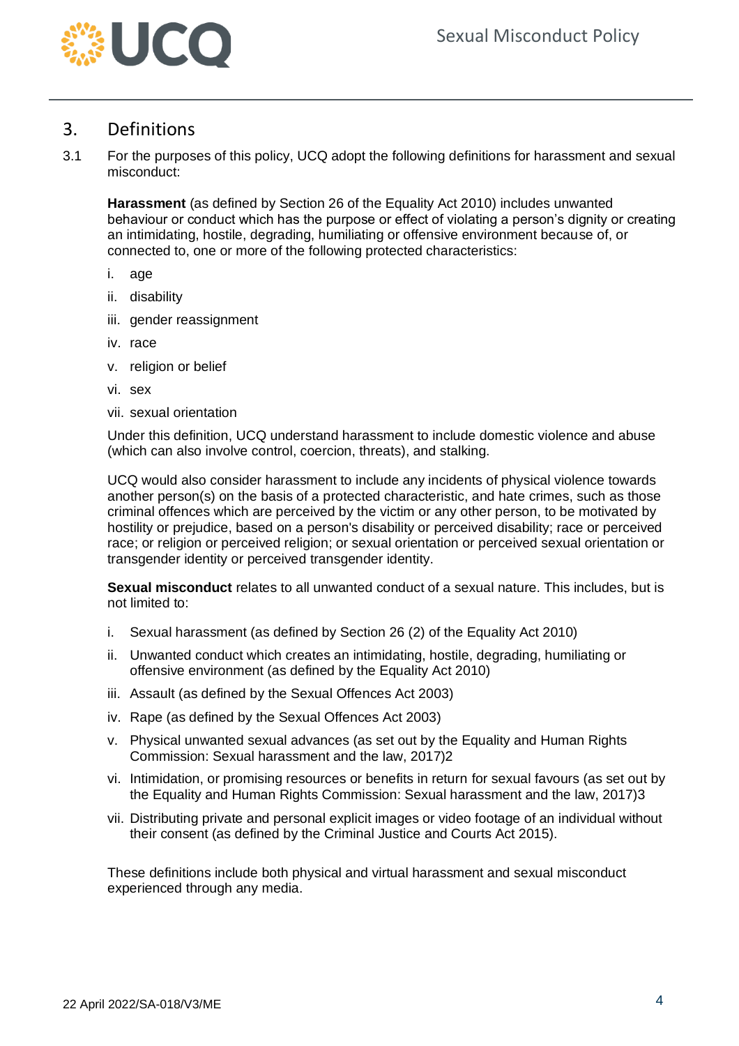## 3. Definitions

3.1 For the purposes of this policy, UCQ adopt the following definitions for harassment and sexual misconduct:

**Harassment** (as defined by Section 26 of the Equality Act 2010) includes unwanted behaviour or conduct which has the purpose or effect of violating a person's dignity or creating an intimidating, hostile, degrading, humiliating or offensive environment because of, or connected to, one or more of the following protected characteristics:

i. age

ii. disability

iii. gender reassignment

iv. race

v. religion or belief

vi. sex

vii. sexual orientation

Under this definition, UCQ understand harassment to include domestic violence and abuse (which can also involve control, coercion, threats), and stalking.

UCQ would also consider harassment to include any incidents of physical violence towards another person(s) on the basis of a protected characteristic, and hate crimes, such as those criminal offences which are perceived by the victim or any other person, to be motivated by hostility or prejudice, based on a person's disability or perceived disability; race or perceived race; or religion or perceived religion; or sexual orientation or perceived sexual orientation or transgender identity or perceived transgender identity.

**Sexual misconduct** relates to all unwanted conduct of a sexual nature. This includes, but is not limited to:

i. Sexual harassment (as defined by Section 26 (2) of the Equality Act 2010)

ii. Unwanted conduct which creates an intimidating, hostile, degrading, humiliating or offensive environment (as defined by the Equality Act 2010)

iii. Assault (as defined by the Sexual Offences Act 2003)

iv. Rape (as defined by the Sexual Offences Act 2003)

v. Physical unwanted sexual advances (as set out by the Equality and Human Rights Commission: Sexual harassment and the law, 2017)[2]

vi. Intimidation, or promising resources or benefits in return for sexual favours (as set out by the Equality and Human Rights Commission: Sexual harassment and the law, 2017)[3]

vii. Distributing private and personal explicit images or video footage of an individual without their consent (as defined by the Criminal Justice and Courts Act 2015).

These definitions include both physical and virtual harassment and sexual misconduct experienced through any media.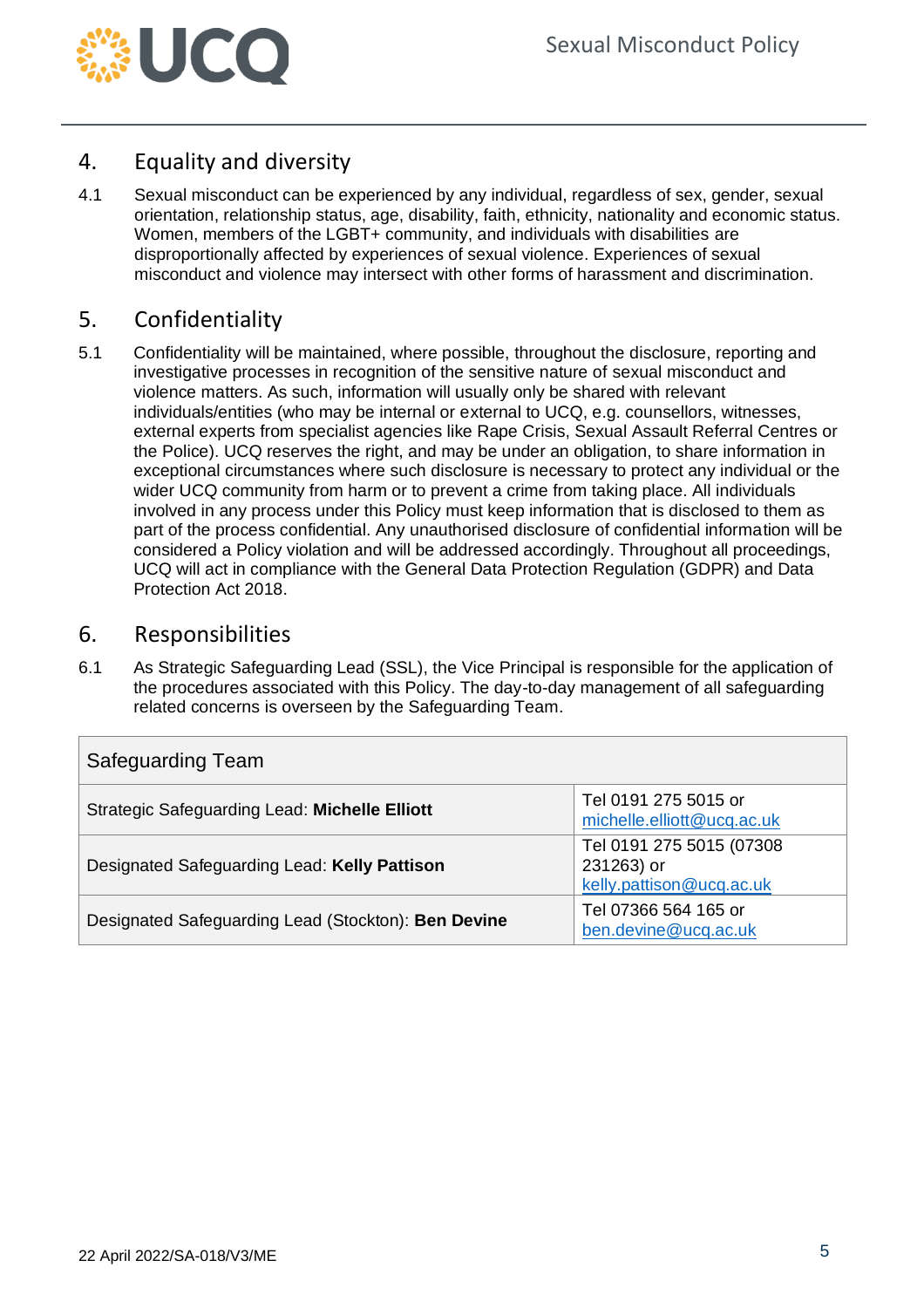## 4. Equality and diversity

4.1 Sexual misconduct can be experienced by any individual, regardless of sex, gender, sexual orientation, relationship status, age, disability, faith, ethnicity, nationality and economic status. Women, members of the LGBT+ community, and individuals with disabilities are disproportionally affected by experiences of sexual violence. Experiences of sexual misconduct and violence may intersect with other forms of harassment and discrimination.

## 5. Confidentiality

5.1 Confidentiality will be maintained, where possible, throughout the disclosure, reporting and investigative processes in recognition of the sensitive nature of sexual misconduct and violence matters. As such, information will usually only be shared with relevant individuals/entities (who may be internal or external to UCQ, e.g. counsellors, witnesses, external experts from specialist agencies like Rape Crisis, Sexual Assault Referral Centres or the Police). UCQ reserves the right, and may be under an obligation, to share information in exceptional circumstances where such disclosure is necessary to protect any individual or the wider UCQ community from harm or to prevent a crime from taking place. All individuals involved in any process under this Policy must keep information that is disclosed to them as part of the process confidential. Any unauthorised disclosure of confidential information will be considered a Policy violation and will be addressed accordingly. Throughout all proceedings, UCQ will act in compliance with the General Data Protection Regulation (GDPR) and Data Protection Act 2018.

## 6. Responsibilities

6.1 As Strategic Safeguarding Lead (SSL), the Vice Principal is responsible for the application of the procedures associated with this Policy. The day-to-day management of all safeguarding related concerns is overseen by the Safeguarding Team.

| Safeguarding Team | |
|---|---|
| Strategic Safeguarding Lead: **Michelle Elliott** | Tel 0191 275 5015 or michelle.elliott@ucq.ac.uk |
| Designated Safeguarding Lead: **Kelly Pattison** | Tel 0191 275 5015 (07308 231263) or kelly.pattison@ucq.ac.uk |
| Designated Safeguarding Lead (Stockton): **Ben Devine** | Tel 07366 564 165 or ben.devine@ucq.ac.uk |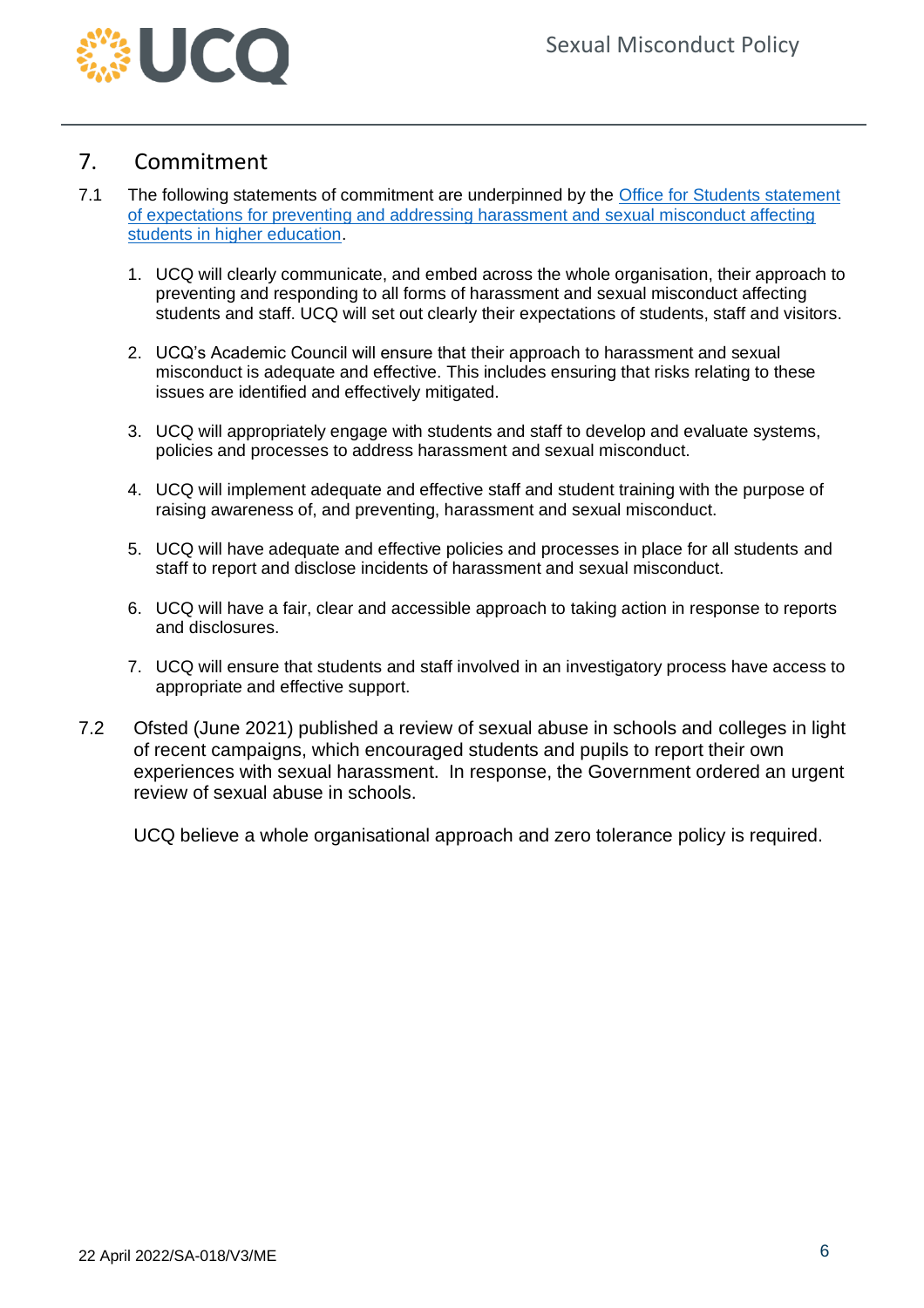## 7. Commitment

7.1 The following statements of commitment are underpinned by the [Office for Students statement of expectations for preventing and addressing harassment and sexual misconduct affecting students in higher education].

1. UCQ will clearly communicate, and embed across the whole organisation, their approach to preventing and responding to all forms of harassment and sexual misconduct affecting students and staff. UCQ will set out clearly their expectations of students, staff and visitors.
2. UCQ's Academic Council will ensure that their approach to harassment and sexual misconduct is adequate and effective. This includes ensuring that risks relating to these issues are identified and effectively mitigated.
3. UCQ will appropriately engage with students and staff to develop and evaluate systems, policies and processes to address harassment and sexual misconduct.
4. UCQ will implement adequate and effective staff and student training with the purpose of raising awareness of, and preventing, harassment and sexual misconduct.
5. UCQ will have adequate and effective policies and processes in place for all students and staff to report and disclose incidents of harassment and sexual misconduct.
6. UCQ will have a fair, clear and accessible approach to taking action in response to reports and disclosures.
7. UCQ will ensure that students and staff involved in an investigatory process have access to appropriate and effective support.

7.2 Ofsted (June 2021) published a review of sexual abuse in schools and colleges in light of recent campaigns, which encouraged students and pupils to report their own experiences with sexual harassment. In response, the Government ordered an urgent review of sexual abuse in schools.

UCQ believe a whole organisational approach and zero tolerance policy is required.

22 April 2022/SA-018/V3/ME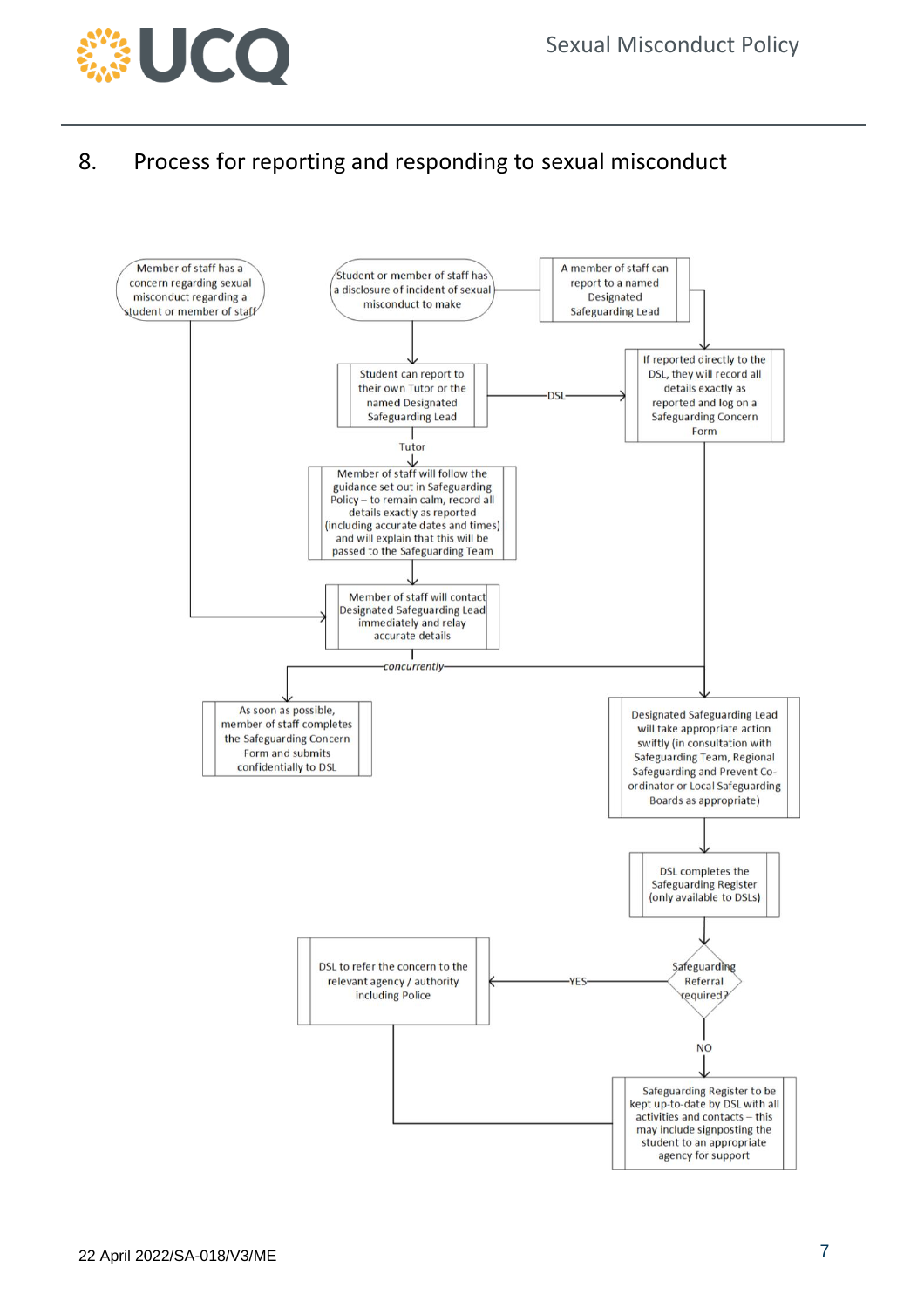## 8. Process for reporting and responding to sexual misconduct

Member of staff has a concern regarding sexual misconduct regarding a student or member of staff

Student or member of staff has a disclosure of incident of sexual misconduct to make

A member of staff can report to a named Designated Safeguarding Lead

Student can report to their own Tutor or the named Designated Safeguarding Lead

DSL

If reported directly to the DSL, they will record all details exactly as reported and log on a Safeguarding Concern Form

Tutor

Member of staff will follow the guidance set out in Safeguarding Policy – to remain calm, record all details exactly as reported (including accurate dates and times) and will explain that this will be passed to the Safeguarding Team

Member of staff will contact Designated Safeguarding Lead immediately and relay accurate details

*concurrently*

As soon as possible, member of staff completes the Safeguarding Concern Form and submits confidentially to DSL

Designated Safeguarding Lead will take appropriate action swiftly (in consultation with Safeguarding Team, Regional Safeguarding and Prevent Co-ordinator or Local Safeguarding Boards as appropriate)

DSL completes the Safeguarding Register (only available to DSLs)

Safeguarding Referral required?

YES

DSL to refer the concern to the relevant agency / authority including Police

NO

Safeguarding Register to be kept up-to-date by DSL with all activities and contacts – this may include signposting the student to an appropriate agency for support

22 April 2022/SA-018/V3/ME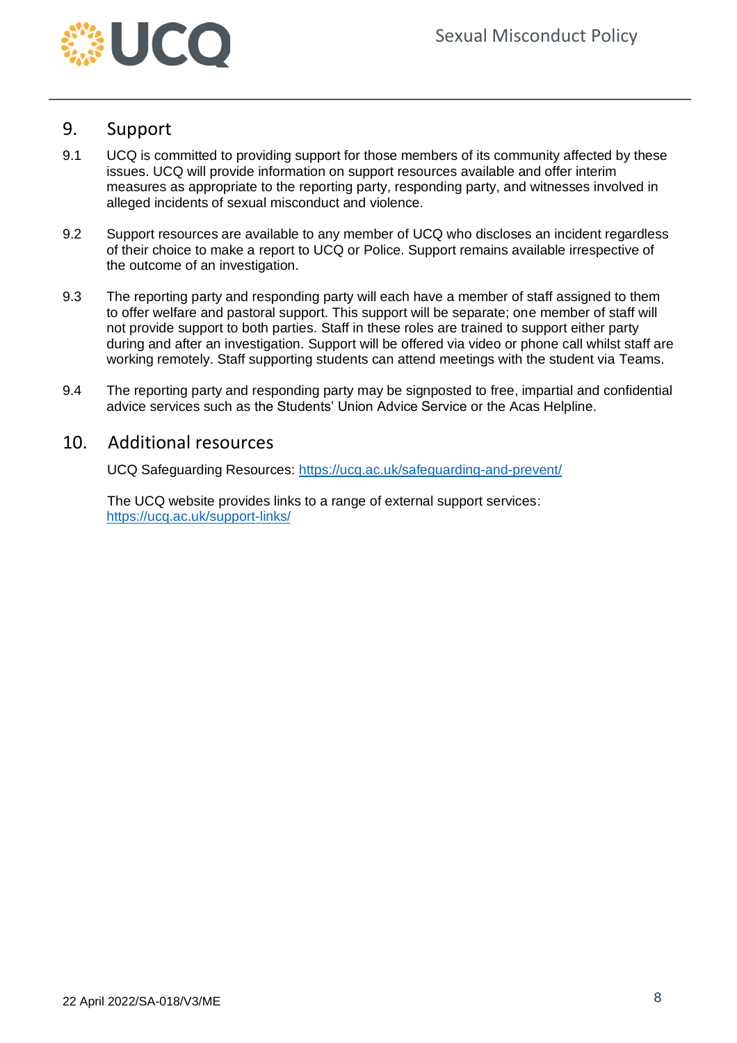## 9. Support

9.1 UCQ is committed to providing support for those members of its community affected by these issues. UCQ will provide information on support resources available and offer interim measures as appropriate to the reporting party, responding party, and witnesses involved in alleged incidents of sexual misconduct and violence.

9.2 Support resources are available to any member of UCQ who discloses an incident regardless of their choice to make a report to UCQ or Police. Support remains available irrespective of the outcome of an investigation.

9.3 The reporting party and responding party will each have a member of staff assigned to them to offer welfare and pastoral support. This support will be separate; one member of staff will not provide support to both parties. Staff in these roles are trained to support either party during and after an investigation. Support will be offered via video or phone call whilst staff are working remotely. Staff supporting students can attend meetings with the student via Teams.

9.4 The reporting party and responding party may be signposted to free, impartial and confidential advice services such as the Students' Union Advice Service or the Acas Helpline.

## 10. Additional resources

UCQ Safeguarding Resources: https://ucq.ac.uk/safeguarding-and-prevent/

The UCQ website provides links to a range of external support services: https://ucq.ac.uk/support-links/

22 April 2022/SA-018/V3/ME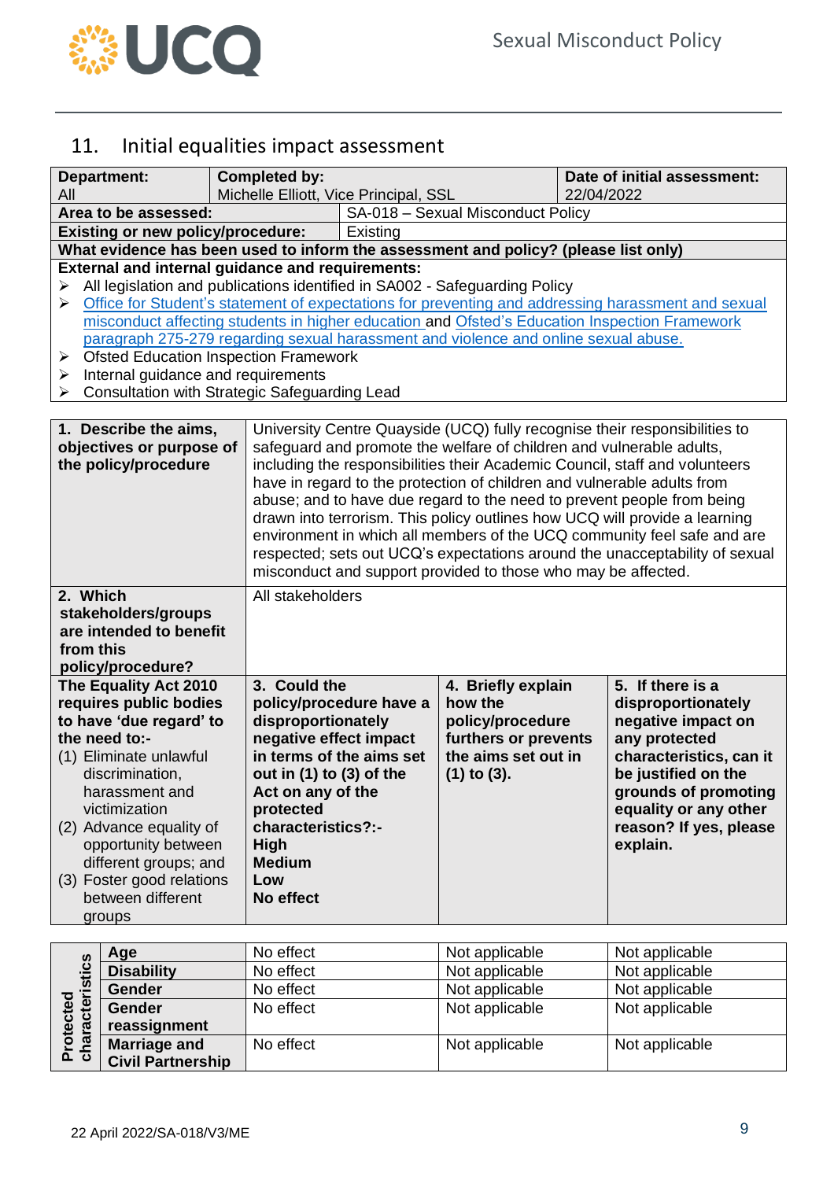## 11. Initial equalities impact assessment

| **Department:** All | **Completed by:** Michelle Elliott, Vice Principal, SSL | **Date of initial assessment:** 22/04/2022 |
|---|---|---|
| **Area to be assessed:** | SA-018 – Sexual Misconduct Policy | |
| **Existing or new policy/procedure:** | Existing | |

**What evidence has been used to inform the assessment and policy? (please list only)**

**External and internal guidance and requirements:**

- All legislation and publications identified in SA002 - Safeguarding Policy
- Office for Student's statement of expectations for preventing and addressing harassment and sexual misconduct affecting students in higher education and Ofsted's Education Inspection Framework paragraph 275-279 regarding sexual harassment and violence and online sexual abuse.
- Ofsted Education Inspection Framework
- Internal guidance and requirements
- Consultation with Strategic Safeguarding Lead

| | |
|---|---|
| **1. Describe the aims, objectives or purpose of the policy/procedure** | University Centre Quayside (UCQ) fully recognise their responsibilities to safeguard and promote the welfare of children and vulnerable adults, including the responsibilities their Academic Council, staff and volunteers have in regard to the protection of children and vulnerable adults from abuse; and to have due regard to the need to prevent people from being drawn into terrorism. This policy outlines how UCQ will provide a learning environment in which all members of the UCQ community feel safe and are respected; sets out UCQ's expectations around the unacceptability of sexual misconduct and support provided to those who may be affected. |
| **2. Which stakeholders/groups are intended to benefit from this policy/procedure?** | All stakeholders |

| **The Equality Act 2010 requires public bodies to have 'due regard' to the need to:-** (1) Eliminate unlawful discrimination, harassment and victimization (2) Advance equality of opportunity between different groups; and (3) Foster good relations between different groups | | **3. Could the policy/procedure have a disproportionately negative effect impact in terms of the aims set out in (1) to (3) of the Act on any of the protected characteristics?:- High Medium Low No effect** | **4. Briefly explain how the policy/procedure furthers or prevents the aims set out in (1) to (3).** | **5. If there is a disproportionately negative impact on any protected characteristics, can it be justified on the grounds of promoting equality or any other reason? If yes, please explain.** |
|---|---|---|---|---|
| **Protected characteristics** | **Age** | No effect | Not applicable | Not applicable |
| | **Disability** | No effect | Not applicable | Not applicable |
| | **Gender** | No effect | Not applicable | Not applicable |
| | **Gender reassignment** | No effect | Not applicable | Not applicable |
| | **Marriage and Civil Partnership** | No effect | Not applicable | Not applicable |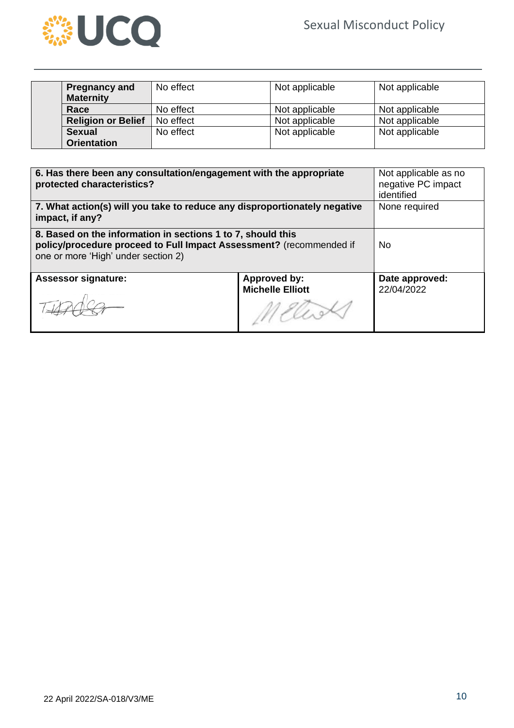| | | | | |
|---|---|---|---|---|
| | **Pregnancy and Maternity** | No effect | Not applicable | Not applicable |
| | **Race** | No effect | Not applicable | Not applicable |
| | **Religion or Belief** | No effect | Not applicable | Not applicable |
| | **Sexual Orientation** | No effect | Not applicable | Not applicable |

| | | |
|---|---|---|
| **6. Has there been any consultation/engagement with the appropriate protected characteristics?** | | Not applicable as no negative PC impact identified |
| **7. What action(s) will you take to reduce any disproportionately negative impact, if any?** | | None required |
| **8. Based on the information in sections 1 to 7, should this policy/procedure proceed to Full Impact Assessment?** (recommended if one or more 'High' under section 2) | | No |
| **Assessor signature:** | **Approved by: Michelle Elliott** | **Date approved:** 22/04/2022 |

22 April 2022/SA-018/V3/ME